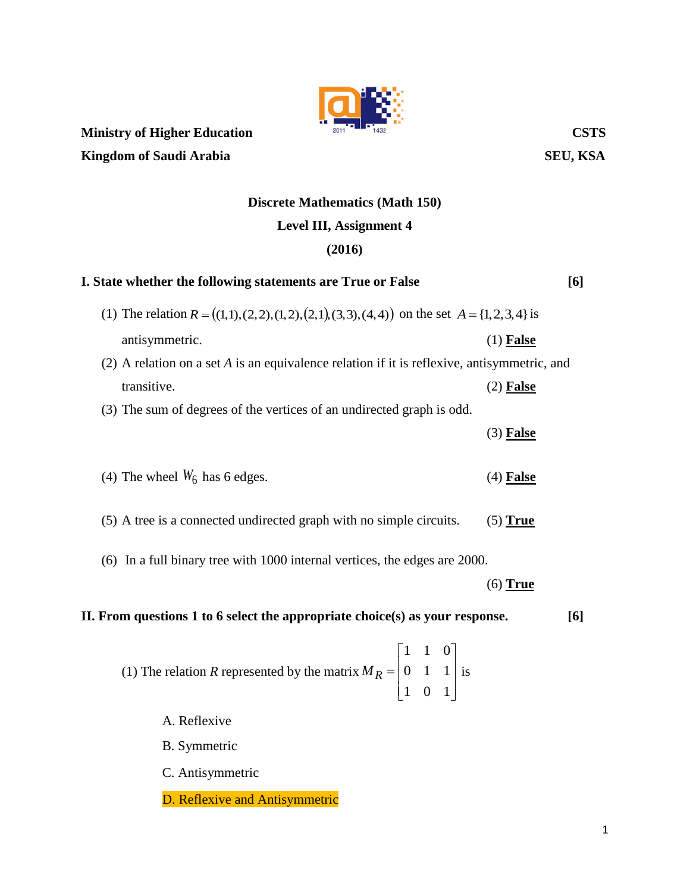**Ministry of Higher Education** **CSTS**

**Kingdom of Saudi Arabia** **SEU, KSA**

**Discrete Mathematics (Math 150)**

**Level III, Assignment 4**

**(2016)**

**I. State whether the following statements are True or False** **[6]**

(1) The relation $R = ((1,1),(2,2),(1,2),(2,1),(3,3),(4,4))$ on the set $A = \{1,2,3,4\}$ is antisymmetric. (1) **False**

(2) A relation on a set $A$ is an equivalence relation if it is reflexive, antisymmetric, and transitive. (2) **False**

(3) The sum of degrees of the vertices of an undirected graph is odd.

(3) **False**

(4) The wheel $W_6$ has 6 edges. (4) **False**

(5) A tree is a connected undirected graph with no simple circuits. (5) **True**

(6) In a full binary tree with 1000 internal vertices, the edges are 2000.

(6) **True**

**II. From questions 1 to 6 select the appropriate choice(s) as your response.** **[6]**

(1) The relation $R$ represented by the matrix $M_R = \begin{bmatrix} 1 & 1 & 0 \\ 0 & 1 & 1 \\ 1 & 0 & 1 \end{bmatrix}$ is

A. Reflexive

B. Symmetric

C. Antisymmetric

D. Reflexive and Antisymmetric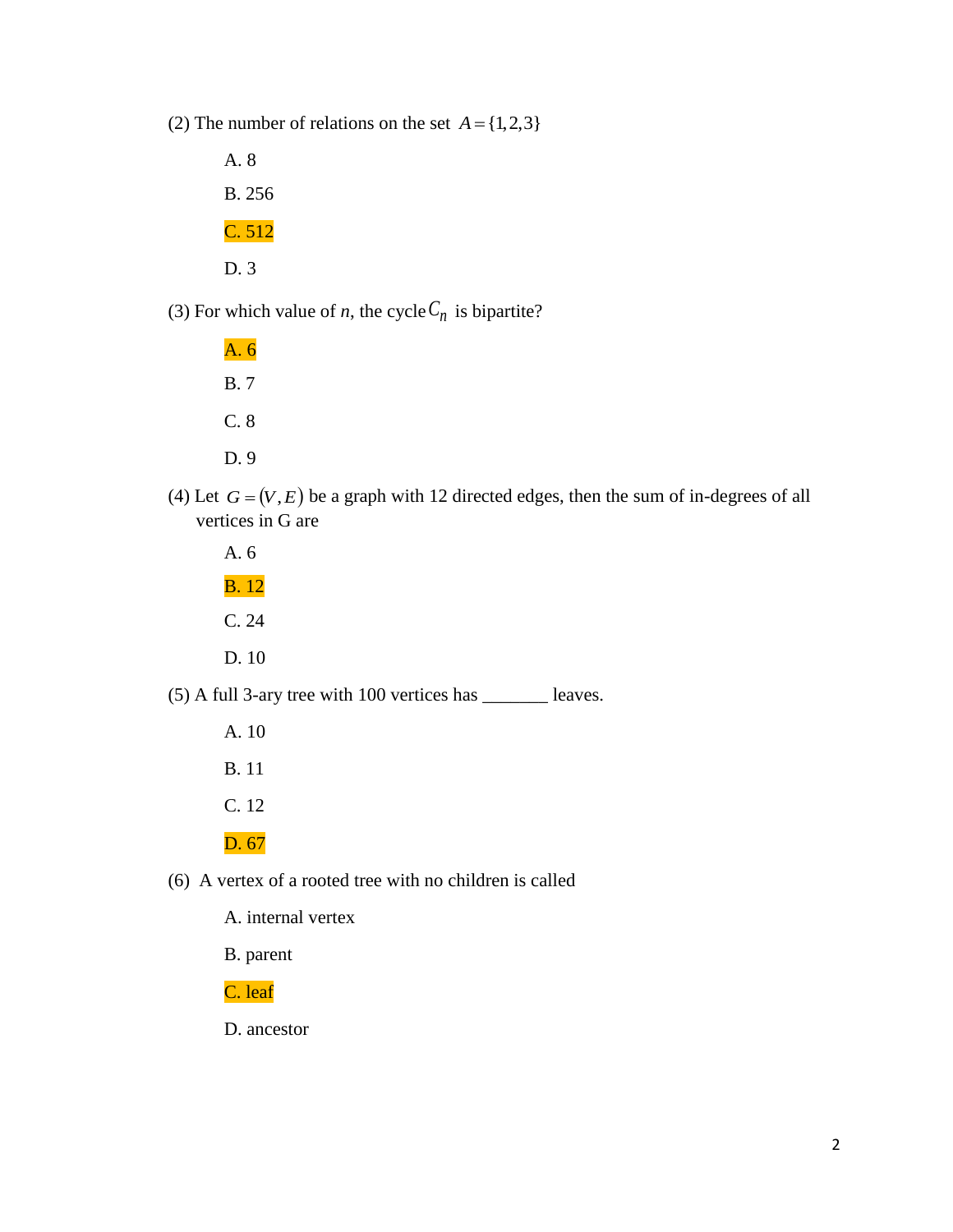(2) The number of relations on the set $A = \{1, 2, 3\}$

A. 8

B. 256

C. 512

D. 3

(3) For which value of *n*, the cycle $C_n$ is bipartite?

A. 6

B. 7

C. 8

D. 9

(4) Let $G = (V, E)$ be a graph with 12 directed edges, then the sum of in-degrees of all vertices in G are

A. 6

B. 12

C. 24

D. 10

(5) A full 3-ary tree with 100 vertices has _______ leaves.

A. 10

B. 11

C. 12

D. 67

(6) A vertex of a rooted tree with no children is called

A. internal vertex

B. parent

C. leaf

D. ancestor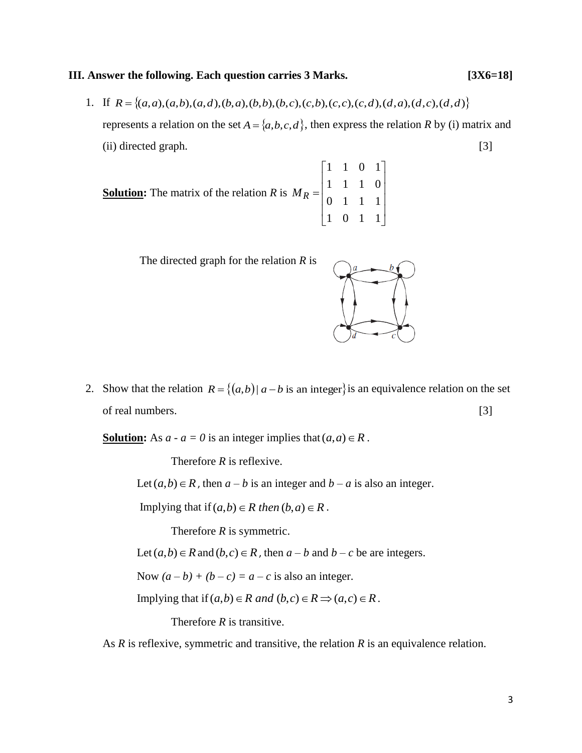**III. Answer the following. Each question carries 3 Marks. [3X6=18]**

1. If $R = \{(a,a),(a,b),(a,d),(b,a),(b,b),(b,c),(c,b),(c,c),(c,d),(d,a),(d,c),(d,d)\}$ represents a relation on the set $A = \{a,b,c,d\}$, then express the relation $R$ by (i) matrix and (ii) directed graph. [3]

   **Solution:** The matrix of the relation $R$ is $M_R = \begin{bmatrix} 1 & 1 & 0 & 1 \\ 1 & 1 & 1 & 0 \\ 0 & 1 & 1 & 1 \\ 1 & 0 & 1 & 1 \end{bmatrix}$

   The directed graph for the relation $R$ is

2. Show that the relation $R = \{(a,b) \mid a-b \text{ is an integer}\}$ is an equivalence relation on the set of real numbers. [3]

   **Solution:** As $a - a = 0$ is an integer implies that $(a,a) \in R$.

   Therefore $R$ is reflexive.

   Let $(a,b) \in R$, then $a - b$ is an integer and $b - a$ is also an integer.

   Implying that if $(a,b) \in R$ *then* $(b,a) \in R$.

   Therefore $R$ is symmetric.

   Let $(a,b) \in R$ and $(b,c) \in R$, then $a - b$ and $b - c$ be are integers.

   Now $(a - b) + (b - c) = a - c$ is also an integer.

   Implying that if $(a,b) \in R$ *and* $(b,c) \in R \Rightarrow (a,c) \in R$.

   Therefore $R$ is transitive.

   As $R$ is reflexive, symmetric and transitive, the relation $R$ is an equivalence relation.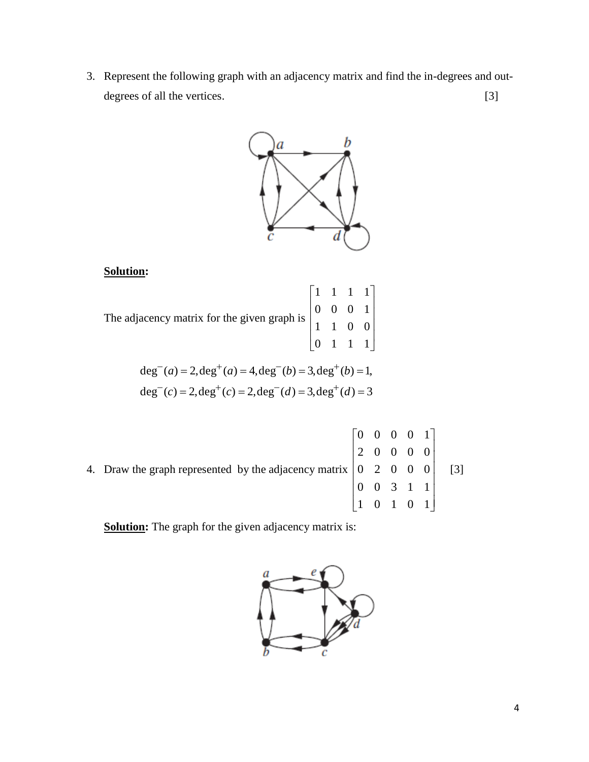3. Represent the following graph with an adjacency matrix and find the in-degrees and out-degrees of all the vertices. [3]

**Solution:**

The adjacency matrix for the given graph is $\begin{bmatrix} 1 & 1 & 1 & 1 \\ 0 & 0 & 0 & 1 \\ 1 & 1 & 0 & 0 \\ 0 & 1 & 1 & 1 \end{bmatrix}$

$$\deg^-(a) = 2, \deg^+(a) = 4, \deg^-(b) = 3, \deg^+(b) = 1,$$
$$\deg^-(c) = 2, \deg^+(c) = 2, \deg^-(d) = 3, \deg^+(d) = 3$$

4. Draw the graph represented by the adjacency matrix $\begin{bmatrix} 0 & 0 & 0 & 0 & 1 \\ 2 & 0 & 0 & 0 & 0 \\ 0 & 2 & 0 & 0 & 0 \\ 0 & 0 & 3 & 1 & 1 \\ 1 & 0 & 1 & 0 & 1 \end{bmatrix}$ [3]

**Solution:** The graph for the given adjacency matrix is: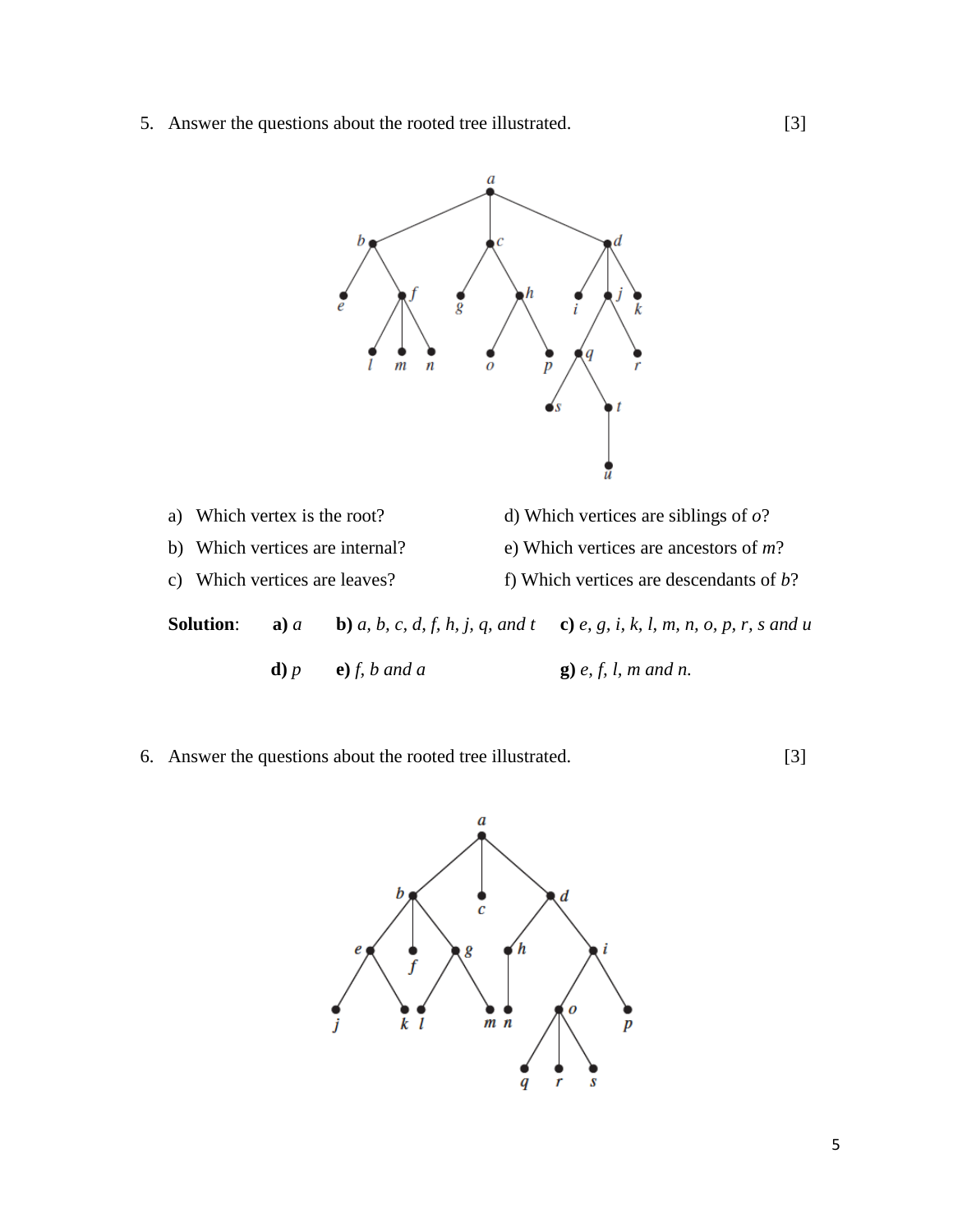5. Answer the questions about the rooted tree illustrated. [3]

a) Which vertex is the root?

b) Which vertices are internal?

c) Which vertices are leaves?

d) Which vertices are siblings of $o$?

e) Which vertices are ancestors of $m$?

f) Which vertices are descendants of $b$?

**Solution**: **a)** *a* **b)** *a, b, c, d, f, h, j, q, and t* **c)** *e, g, i, k, l, m, n, o, p, r, s and u*

**d)** *p* **e)** *f, b and a* **g)** *e, f, l, m and n.*

6. Answer the questions about the rooted tree illustrated. [3]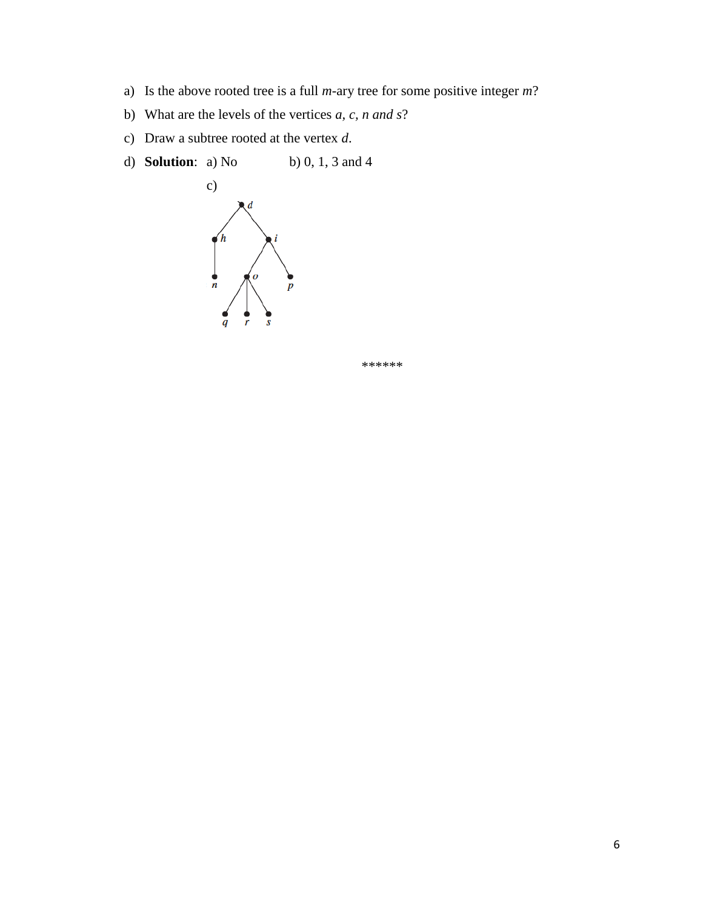a) Is the above rooted tree is a full $m$-ary tree for some positive integer $m$?

b) What are the levels of the vertices $a$, $c$, $n$ *and* $s$?

c) Draw a subtree rooted at the vertex $d$.

d) **Solution**: a) No b) 0, 1, 3 and 4

c)

d
h i
n o p
q r s

******